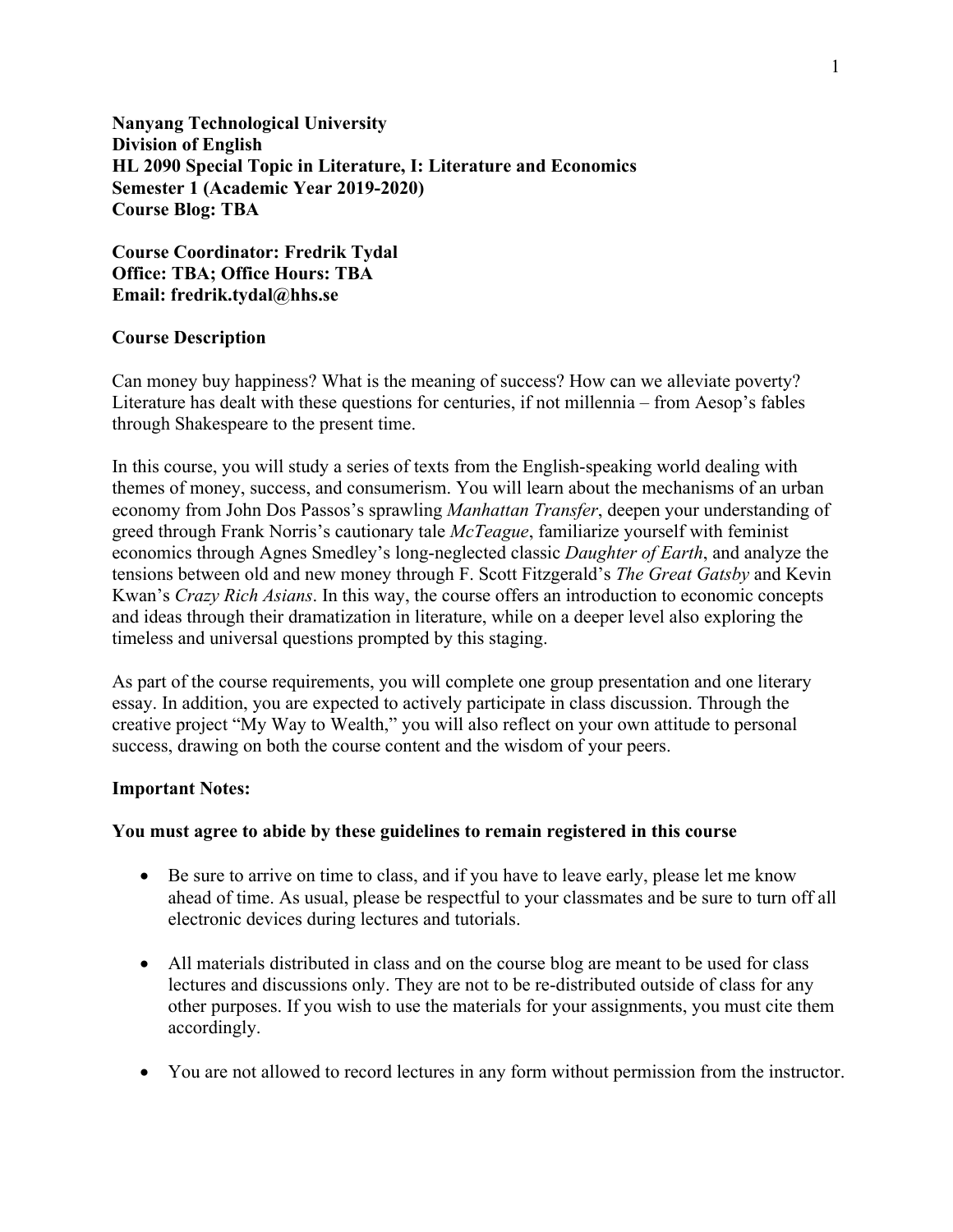**Nanyang Technological University**
**Division of English**
**HL 2090 Special Topic in Literature, I: Literature and Economics**
**Semester 1 (Academic Year 2019-2020)**
**Course Blog: TBA**

**Course Coordinator: Fredrik Tydal**
**Office: TBA; Office Hours: TBA**
**Email: fredrik.tydal@hhs.se**

## Course Description

Can money buy happiness? What is the meaning of success? How can we alleviate poverty? Literature has dealt with these questions for centuries, if not millennia – from Aesop's fables through Shakespeare to the present time.

In this course, you will study a series of texts from the English-speaking world dealing with themes of money, success, and consumerism. You will learn about the mechanisms of an urban economy from John Dos Passos's sprawling *Manhattan Transfer*, deepen your understanding of greed through Frank Norris's cautionary tale *McTeague*, familiarize yourself with feminist economics through Agnes Smedley's long-neglected classic *Daughter of Earth*, and analyze the tensions between old and new money through F. Scott Fitzgerald's *The Great Gatsby* and Kevin Kwan's *Crazy Rich Asians*. In this way, the course offers an introduction to economic concepts and ideas through their dramatization in literature, while on a deeper level also exploring the timeless and universal questions prompted by this staging.

As part of the course requirements, you will complete one group presentation and one literary essay. In addition, you are expected to actively participate in class discussion. Through the creative project "My Way to Wealth," you will also reflect on your own attitude to personal success, drawing on both the course content and the wisdom of your peers.

## Important Notes:

**You must agree to abide by these guidelines to remain registered in this course**

- Be sure to arrive on time to class, and if you have to leave early, please let me know ahead of time. As usual, please be respectful to your classmates and be sure to turn off all electronic devices during lectures and tutorials.

- All materials distributed in class and on the course blog are meant to be used for class lectures and discussions only. They are not to be re-distributed outside of class for any other purposes. If you wish to use the materials for your assignments, you must cite them accordingly.

- You are not allowed to record lectures in any form without permission from the instructor.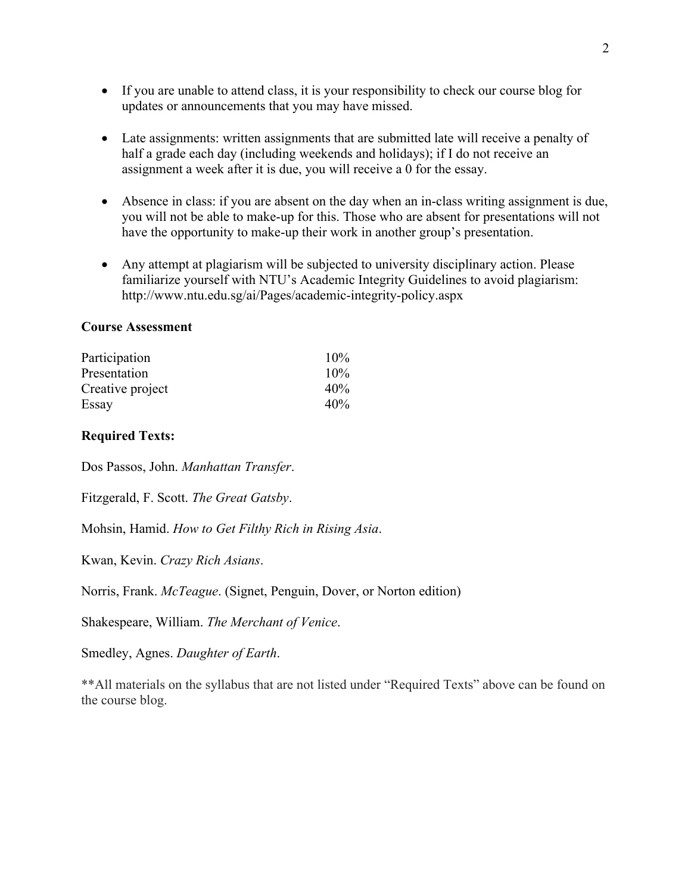- If you are unable to attend class, it is your responsibility to check our course blog for updates or announcements that you may have missed.

- Late assignments: written assignments that are submitted late will receive a penalty of half a grade each day (including weekends and holidays); if I do not receive an assignment a week after it is due, you will receive a 0 for the essay.

- Absence in class: if you are absent on the day when an in-class writing assignment is due, you will not be able to make-up for this. Those who are absent for presentations will not have the opportunity to make-up their work in another group's presentation.

- Any attempt at plagiarism will be subjected to university disciplinary action. Please familiarize yourself with NTU's Academic Integrity Guidelines to avoid plagiarism: http://www.ntu.edu.sg/ai/Pages/academic-integrity-policy.aspx

**Course Assessment**

| | |
|---|---|
| Participation | 10% |
| Presentation | 10% |
| Creative project | 40% |
| Essay | 40% |

**Required Texts:**

Dos Passos, John. *Manhattan Transfer*.

Fitzgerald, F. Scott. *The Great Gatsby*.

Mohsin, Hamid. *How to Get Filthy Rich in Rising Asia*.

Kwan, Kevin. *Crazy Rich Asians*.

Norris, Frank. *McTeague*. (Signet, Penguin, Dover, or Norton edition)

Shakespeare, William. *The Merchant of Venice*.

Smedley, Agnes. *Daughter of Earth*.

**All materials on the syllabus that are not listed under "Required Texts" above can be found on the course blog.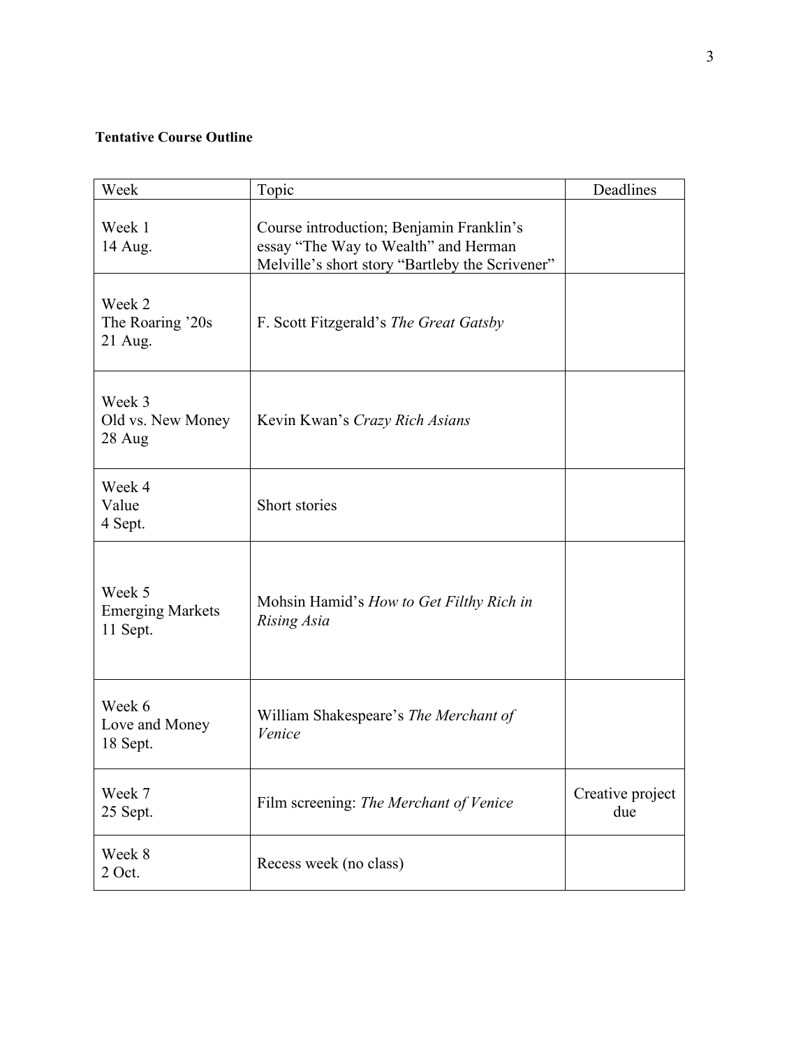**Tentative Course Outline**

| Week | Topic | Deadlines |
|---|---|---|
| Week 1<br>14 Aug. | Course introduction; Benjamin Franklin's essay "The Way to Wealth" and Herman Melville's short story "Bartleby the Scrivener" | |
| Week 2<br>The Roaring '20s<br>21 Aug. | F. Scott Fitzgerald's *The Great Gatsby* | |
| Week 3<br>Old vs. New Money<br>28 Aug | Kevin Kwan's *Crazy Rich Asians* | |
| Week 4<br>Value<br>4 Sept. | Short stories | |
| Week 5<br>Emerging Markets<br>11 Sept. | Mohsin Hamid's *How to Get Filthy Rich in Rising Asia* | |
| Week 6<br>Love and Money<br>18 Sept. | William Shakespeare's *The Merchant of Venice* | |
| Week 7<br>25 Sept. | Film screening: *The Merchant of Venice* | Creative project due |
| Week 8<br>2 Oct. | Recess week (no class) | |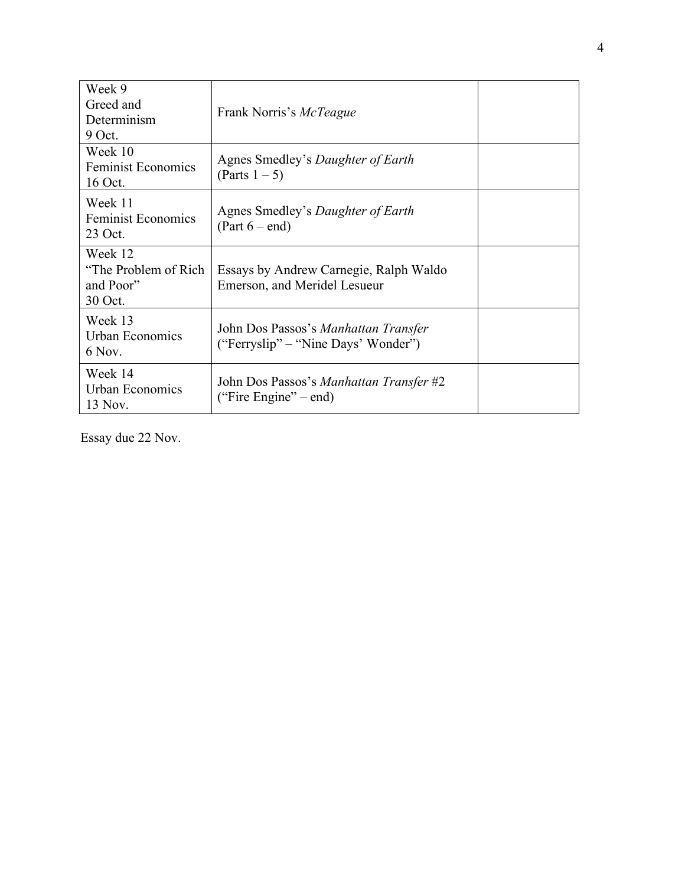| | | |
|---|---|---|
| Week 9<br>Greed and Determinism<br>9 Oct. | Frank Norris's *McTeague* | |
| Week 10<br>Feminist Economics<br>16 Oct. | Agnes Smedley's *Daughter of Earth* (Parts 1 – 5) | |
| Week 11<br>Feminist Economics<br>23 Oct. | Agnes Smedley's *Daughter of Earth* (Part 6 – end) | |
| Week 12<br>"The Problem of Rich and Poor"<br>30 Oct. | Essays by Andrew Carnegie, Ralph Waldo Emerson, and Meridel Lesueur | |
| Week 13<br>Urban Economics<br>6 Nov. | John Dos Passos's *Manhattan Transfer* ("Ferryslip" – "Nine Days' Wonder") | |
| Week 14<br>Urban Economics<br>13 Nov. | John Dos Passos's *Manhattan Transfer* #2 ("Fire Engine" – end) | |

Essay due 22 Nov.